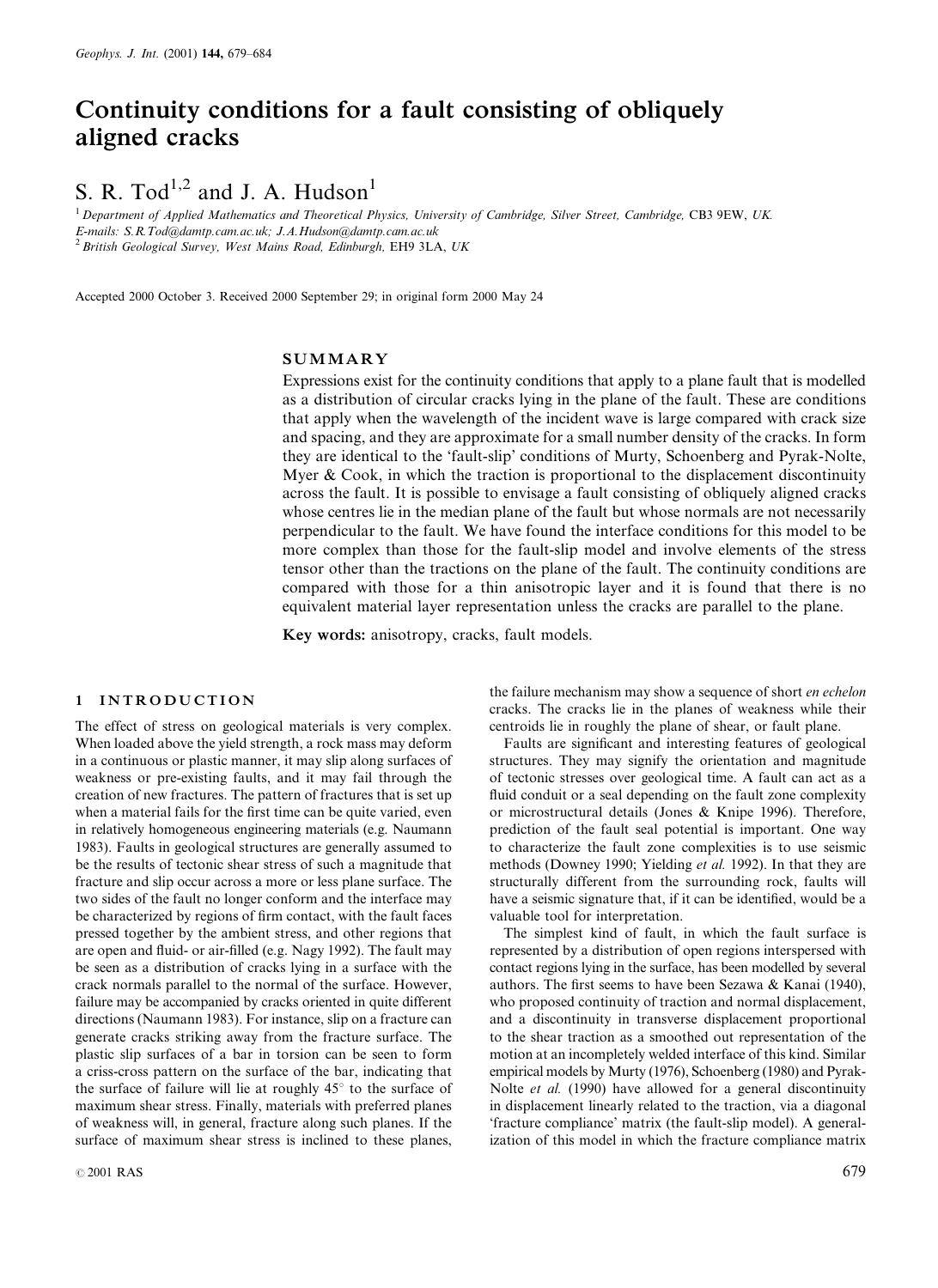# Continuity conditions for a fault consisting of obliquely aligned cracks

S. R. Tod[1,2] and J. A. Hudson[1]

[1] Department of Applied Mathematics and Theoretical Physics, University of Cambridge, Silver Street, Cambridge, CB3 9EW, UK. E-mails: S.R.Tod@damtp.cam.ac.uk; J.A.Hudson@damtp.cam.ac.uk

[2] British Geological Survey, West Mains Road, Edinburgh, EH9 3LA, UK

Accepted 2000 October 3. Received 2000 September 29; in original form 2000 May 24

## SUMMARY

Expressions exist for the continuity conditions that apply to a plane fault that is modelled as a distribution of circular cracks lying in the plane of the fault. These are conditions that apply when the wavelength of the incident wave is large compared with crack size and spacing, and they are approximate for a small number density of the cracks. In form they are identical to the 'fault-slip' conditions of Murty, Schoenberg and Pyrak-Nolte, Myer & Cook, in which the traction is proportional to the displacement discontinuity across the fault. It is possible to envisage a fault consisting of obliquely aligned cracks whose centres lie in the median plane of the fault but whose normals are not necessarily perpendicular to the fault. We have found the interface conditions for this model to be more complex than those for the fault-slip model and involve elements of the stress tensor other than the tractions on the plane of the fault. The continuity conditions are compared with those for a thin anisotropic layer and it is found that there is no equivalent material layer representation unless the cracks are parallel to the plane.

**Key words:** anisotropy, cracks, fault models.

## 1 INTRODUCTION

The effect of stress on geological materials is very complex. When loaded above the yield strength, a rock mass may deform in a continuous or plastic manner, it may slip along surfaces of weakness or pre-existing faults, and it may fail through the creation of new fractures. The pattern of fractures that is set up when a material fails for the first time can be quite varied, even in relatively homogeneous engineering materials (e.g. Naumann 1983). Faults in geological structures are generally assumed to be the results of tectonic shear stress of such a magnitude that fracture and slip occur across a more or less plane surface. The two sides of the fault no longer conform and the interface may be characterized by regions of firm contact, with the fault faces pressed together by the ambient stress, and other regions that are open and fluid- or air-filled (e.g. Nagy 1992). The fault may be seen as a distribution of cracks lying in a surface with the crack normals parallel to the normal of the surface. However, failure may be accompanied by cracks oriented in quite different directions (Naumann 1983). For instance, slip on a fracture can generate cracks striking away from the fracture surface. The plastic slip surfaces of a bar in torsion can be seen to form a criss-cross pattern on the surface of the bar, indicating that the surface of failure will lie at roughly 45° to the surface of maximum shear stress. Finally, materials with preferred planes of weakness will, in general, fracture along such planes. If the surface of maximum shear stress is inclined to these planes, the failure mechanism may show a sequence of short *en echelon* cracks. The cracks lie in the planes of weakness while their centroids lie in roughly the plane of shear, or fault plane.

Faults are significant and interesting features of geological structures. They may signify the orientation and magnitude of tectonic stresses over geological time. A fault can act as a fluid conduit or a seal depending on the fault zone complexity or microstructural details (Jones & Knipe 1996). Therefore, prediction of the fault seal potential is important. One way to characterize the fault zone complexities is to use seismic methods (Downey 1990; Yielding *et al.* 1992). In that they are structurally different from the surrounding rock, faults will have a seismic signature that, if it can be identified, would be a valuable tool for interpretation.

The simplest kind of fault, in which the fault surface is represented by a distribution of open regions interspersed with contact regions lying in the surface, has been modelled by several authors. The first seems to have been Sezawa & Kanai (1940), who proposed continuity of traction and normal displacement, and a discontinuity in transverse displacement proportional to the shear traction as a smoothed out representation of the motion at an incompletely welded interface of this kind. Similar empirical models by Murty (1976), Schoenberg (1980) and Pyrak-Nolte *et al.* (1990) have allowed for a general discontinuity in displacement linearly related to the traction, via a diagonal 'fracture compliance' matrix (the fault-slip model). A generalization of this model in which the fracture compliance matrix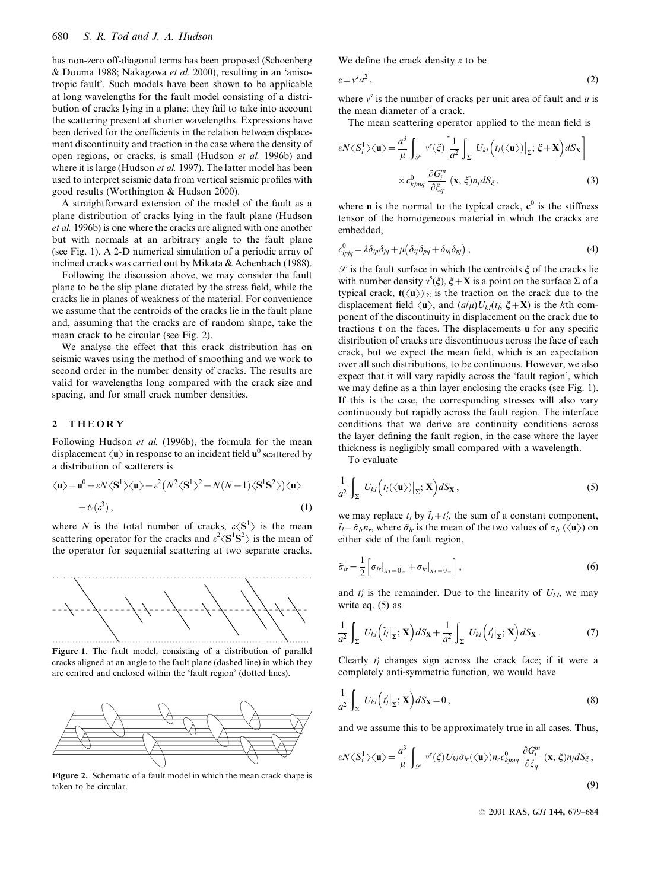has non-zero off-diagonal terms has been proposed (Schoenberg & Douma 1988; Nakagawa *et al.* 2000), resulting in an 'anisotropic fault'. Such models have been shown to be applicable at long wavelengths for the fault model consisting of a distribution of cracks lying in a plane; they fail to take into account the scattering present at shorter wavelengths. Expressions have been derived for the coefficients in the relation between displacement discontinuity and traction in the case where the density of open regions, or cracks, is small (Hudson *et al.* 1996b) and where it is large (Hudson *et al.* 1997). The latter model has been used to interpret seismic data from vertical seismic profiles with good results (Worthington & Hudson 2000).

A straightforward extension of the model of the fault as a plane distribution of cracks lying in the fault plane (Hudson *et al.* 1996b) is one where the cracks are aligned with one another but with normals at an arbitrary angle to the fault plane (see Fig. 1). A 2-D numerical simulation of a periodic array of inclined cracks was carried out by Mikata & Achenbach (1988).

Following the discussion above, we may consider the fault plane to be the slip plane dictated by the stress field, while the cracks lie in planes of weakness of the material. For convenience we assume that the centroids of the cracks lie in the fault plane and, assuming that the cracks are of random shape, take the mean crack to be circular (see Fig. 2).

We analyse the effect that this crack distribution has on seismic waves using the method of smoothing and we work to second order in the number density of cracks. The results are valid for wavelengths long compared with the crack size and spacing, and for small crack number densities.

## 2 THEORY

Following Hudson *et al.* (1996b), the formula for the mean displacement $\langle \mathbf{u} \rangle$ in response to an incident field $\mathbf{u}^0$ scattered by a distribution of scatterers is

$$\langle \mathbf{u} \rangle = \mathbf{u}^0 + \varepsilon N \langle \mathbf{S}^1 \rangle \langle \mathbf{u} \rangle - \varepsilon^2 \left( N^2 \langle \mathbf{S}^1 \rangle^2 - N(N-1) \langle \mathbf{S}^1 \mathbf{S}^2 \rangle \right) \langle \mathbf{u} \rangle + \mathcal{O}(\varepsilon^3)\,, \tag{1}$$

where $N$ is the total number of cracks, $\varepsilon \langle \mathbf{S}^1 \rangle$ is the mean scattering operator for the cracks and $\varepsilon^2 \langle \mathbf{S}^1 \mathbf{S}^2 \rangle$ is the mean of the operator for sequential scattering at two separate cracks.

**Figure 1.** The fault model, consisting of a distribution of parallel cracks aligned at an angle to the fault plane (dashed line) in which they are centred and enclosed within the 'fault region' (dotted lines).

**Figure 2.** Schematic of a fault model in which the mean crack shape is taken to be circular.

We define the crack density $\varepsilon$ to be

$$\varepsilon = v^s a^2\,, \tag{2}$$

where $v^s$ is the number of cracks per unit area of fault and $a$ is the mean diameter of a crack.

The mean scattering operator applied to the mean field is

$$\varepsilon N \langle S_i^1 \rangle \langle \mathbf{u} \rangle = \frac{a^3}{\mu} \int_{\mathscr{S}} v^s(\boldsymbol{\xi}) \left[ \frac{1}{a^2} \int_{\Sigma} U_{kl}\left( t_l(\langle \mathbf{u} \rangle)\big|_{\Sigma}; \boldsymbol{\xi} + \mathbf{X} \right) dS_{\mathbf{X}} \right] \times c^0_{kjmq} \frac{\partial G_i^m}{\partial \xi_q}(\mathbf{x}, \boldsymbol{\xi}) n_j dS_{\xi}\,, \tag{3}$$

where $\mathbf{n}$ is the normal to the typical crack, $\mathbf{c}^0$ is the stiffness tensor of the homogeneous material in which the cracks are embedded,

$$c^0_{ipjq} = \lambda \delta_{ip} \delta_{jq} + \mu \left( \delta_{ij} \delta_{pq} + \delta_{iq} \delta_{pj} \right), \tag{4}$$

$\mathscr{S}$ is the fault surface in which the centroids $\boldsymbol{\xi}$ of the cracks lie with number density $v^s(\boldsymbol{\xi})$, $\boldsymbol{\xi} + \mathbf{X}$ is a point on the surface $\Sigma$ of a typical crack, $\mathbf{t}(\langle \mathbf{u} \rangle)|_{\Sigma}$ is the traction on the crack due to the displacement field $\langle \mathbf{u} \rangle$, and $(a/\mu) U_{kl}(t_l; \boldsymbol{\xi} + \mathbf{X})$ is the $k$th component of the discontinuity in displacement on the crack due to tractions $\mathbf{t}$ on the faces. The displacements $\mathbf{u}$ for any specific distribution of cracks are discontinuous across the face of each crack, but we expect the mean field, which is an expectation over all such distributions, to be continuous. However, we also expect that it will vary rapidly across the 'fault region', which we may define as a thin layer enclosing the cracks (see Fig. 1). If this is the case, the corresponding stresses will also vary continuously but rapidly across the fault region. The interface conditions that we derive are continuity conditions across the layer defining the fault region, in the case where the layer thickness is negligibly small compared with a wavelength.

To evaluate

$$\frac{1}{a^2} \int_{\Sigma} U_{kl}\left( t_l(\langle \mathbf{u} \rangle)\big|_{\Sigma}; \mathbf{X} \right) dS_{\mathbf{X}}\,, \tag{5}$$

we may replace $t_l$ by $\tilde{t}_l + t_l'$, the sum of a constant component, $\tilde{t}_l = \tilde{\sigma}_{lr} n_r$, where $\tilde{\sigma}_{lr}$ is the mean of the two values of $\sigma_{lr}(\langle \mathbf{u} \rangle)$ on either side of the fault region,

$$\tilde{\sigma}_{lr} = \frac{1}{2} \left[ \sigma_{lr}\big|_{x_3 = 0_+} + \sigma_{lr}\big|_{x_3 = 0_-} \right], \tag{6}$$

and $t_l'$ is the remainder. Due to the linearity of $U_{kl}$, we may write eq. (5) as

$$\frac{1}{a^2} \int_{\Sigma} U_{kl}\left( \tilde{t}_l\big|_{\Sigma}; \mathbf{X} \right) dS_{\mathbf{X}} + \frac{1}{a^2} \int_{\Sigma} U_{kl}\left( t_l'\big|_{\Sigma}; \mathbf{X} \right) dS_{\mathbf{X}}\,. \tag{7}$$

Clearly $t_l'$ changes sign across the crack face; if it were a completely anti-symmetric function, we would have

$$\frac{1}{a^2} \int_{\Sigma} U_{kl}\left( t_l'\big|_{\Sigma}; \mathbf{X} \right) dS_{\mathbf{X}} = 0\,, \tag{8}$$

and we assume this to be approximately true in all cases. Thus,

$$\varepsilon N \langle S_i^1 \rangle \langle \mathbf{u} \rangle = \frac{a^3}{\mu} \int_{\mathscr{S}} v^s(\boldsymbol{\xi}) \bar{U}_{kl} \tilde{\sigma}_{lr}(\langle \mathbf{u} \rangle) n_r c^0_{kjmq} \frac{\partial G_i^m}{\partial \xi_q}(\mathbf{x}, \boldsymbol{\xi}) n_j dS_{\xi}\,, \tag{9}$$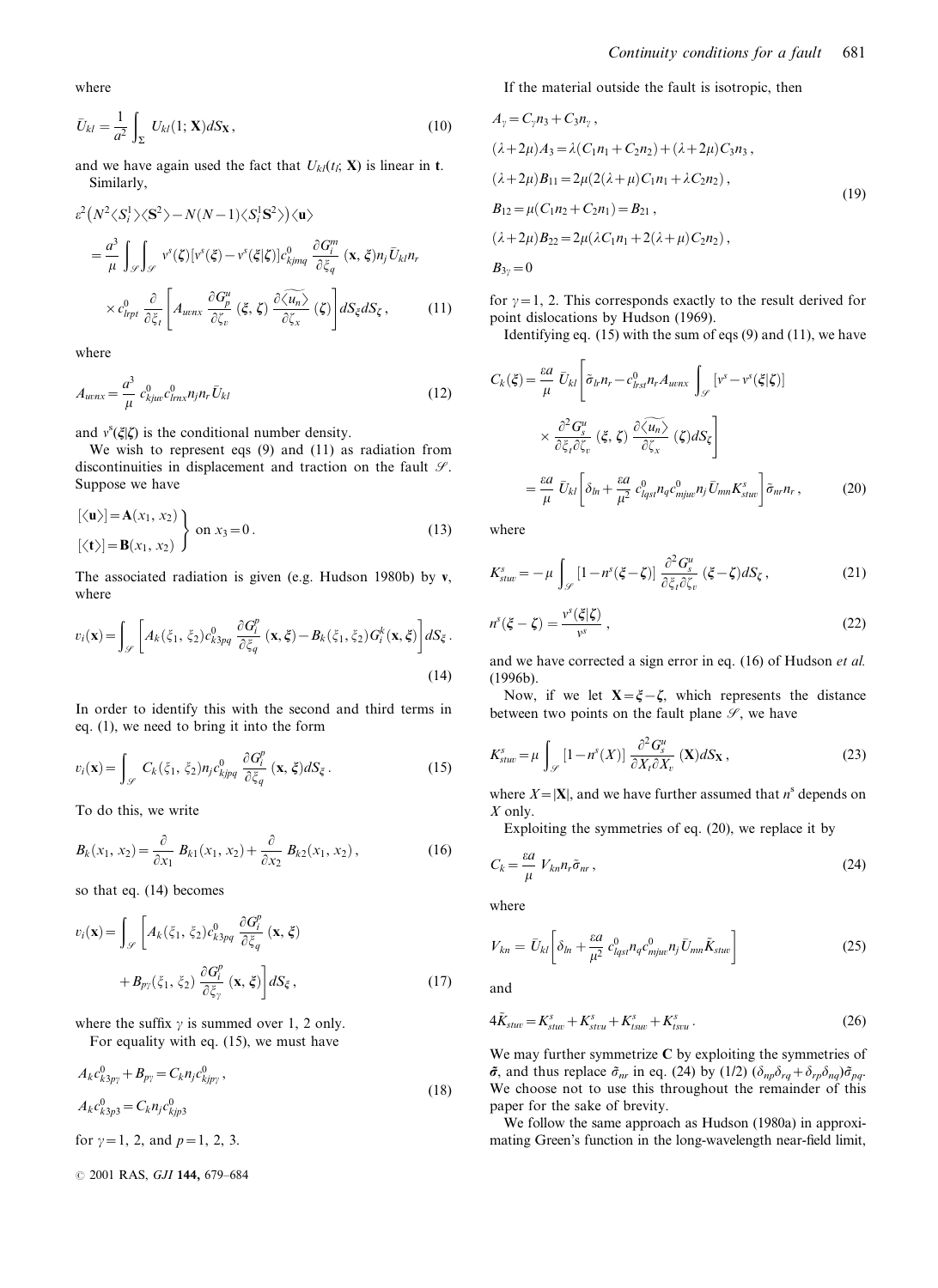where

$$\bar{U}_{kl} = \frac{1}{a^2} \int_{\Sigma} U_{kl}(1; \mathbf{X}) dS_{\mathbf{X}}, \tag{10}$$

and we have again used the fact that $U_{kl}(t_l; \mathbf{X})$ is linear in $\mathbf{t}$.

Similarly,

$$\begin{aligned}
&\varepsilon^2 \big( N^2 \langle S_i^1 \rangle \langle \mathbf{S}^2 \rangle - N(N-1) \langle S_i^1 \mathbf{S}^2 \rangle \big) \langle \mathbf{u} \rangle \\
&= \frac{a^3}{\mu} \int_{\mathscr{S}} \int_{\mathscr{S}} v^s(\boldsymbol{\zeta}) [v^s(\boldsymbol{\xi}) - v^s(\boldsymbol{\xi}|\boldsymbol{\zeta})] c^0_{kjmq} \frac{\partial G_i^m}{\partial \xi_q}(\mathbf{x}, \boldsymbol{\xi}) n_j \bar{U}_{kl} n_r \\
&\quad \times c^0_{lrpt} \frac{\partial}{\partial \xi_t} \left[ A_{uvnx} \frac{\partial G_p^u}{\partial \zeta_v}(\boldsymbol{\xi}, \boldsymbol{\zeta}) \frac{\partial \widetilde{\langle u_n \rangle}}{\partial \zeta_x}(\boldsymbol{\zeta}) \right] dS_\xi dS_\zeta ,
\end{aligned} \tag{11}$$

where

$$A_{uvnx} = \frac{a^3}{\mu} c^0_{kjuv} c^0_{lrnx} n_j n_r \bar{U}_{kl} \tag{12}$$

and $v^s(\boldsymbol{\xi}|\boldsymbol{\zeta})$ is the conditional number density.

We wish to represent eqs (9) and (11) as radiation from discontinuities in displacement and traction on the fault $\mathscr{S}$. Suppose we have

$$\left.\begin{aligned}
[\langle \mathbf{u} \rangle] &= \mathbf{A}(x_1, x_2) \\
[\langle \mathbf{t} \rangle] &= \mathbf{B}(x_1, x_2)
\end{aligned}\right\} \text{ on } x_3 = 0 . \tag{13}$$

The associated radiation is given (e.g. Hudson 1980b) by $\mathbf{v}$, where

$$v_i(\mathbf{x}) = \int_{\mathscr{S}} \left[ A_k(\xi_1, \xi_2) c^0_{k3pq} \frac{\partial G_i^p}{\partial \xi_q}(\mathbf{x}, \boldsymbol{\xi}) - B_k(\xi_1, \xi_2) G_i^k(\mathbf{x}, \boldsymbol{\xi}) \right] dS_\xi . \tag{14}$$

In order to identify this with the second and third terms in eq. (1), we need to bring it into the form

$$v_i(\mathbf{x}) = \int_{\mathscr{S}} C_k(\xi_1, \xi_2) n_j c^0_{kjpq} \frac{\partial G_i^p}{\partial \xi_q}(\mathbf{x}, \boldsymbol{\xi}) dS_\xi . \tag{15}$$

To do this, we write

$$B_k(x_1, x_2) = \frac{\partial}{\partial x_1} B_{k1}(x_1, x_2) + \frac{\partial}{\partial x_2} B_{k2}(x_1, x_2) , \tag{16}$$

so that eq. (14) becomes

$$\begin{aligned}
v_i(\mathbf{x}) = \int_{\mathscr{S}} \bigg[ & A_k(\xi_1, \xi_2) c^0_{k3pq} \frac{\partial G_i^p}{\partial \xi_q}(\mathbf{x}, \boldsymbol{\xi}) \\
& + B_{p\gamma}(\xi_1, \xi_2) \frac{\partial G_i^p}{\partial \xi_\gamma}(\mathbf{x}, \boldsymbol{\xi}) \bigg] dS_\xi ,
\end{aligned} \tag{17}$$

where the suffix $\gamma$ is summed over 1, 2 only.

For equality with eq. (15), we must have

$$\begin{aligned}
& A_k c^0_{k3p\gamma} + B_{p\gamma} = C_k n_j c^0_{kjp\gamma} , \\
& A_k c^0_{k3p3} = C_k n_j c^0_{kjp3}
\end{aligned} \tag{18}$$

for $\gamma = 1, 2$, and $p = 1, 2, 3$.

If the material outside the fault is isotropic, then

$$\begin{aligned}
& A_\gamma = C_\gamma n_3 + C_3 n_\gamma , \\
& (\lambda + 2\mu) A_3 = \lambda (C_1 n_1 + C_2 n_2) + (\lambda + 2\mu) C_3 n_3 , \\
& (\lambda + 2\mu) B_{11} = 2\mu (2(\lambda + \mu) C_1 n_1 + \lambda C_2 n_2) , \\
& B_{12} = \mu (C_1 n_2 + C_2 n_1) = B_{21} , \\
& (\lambda + 2\mu) B_{22} = 2\mu (\lambda C_1 n_1 + 2(\lambda + \mu) C_2 n_2) , \\
& B_{3\gamma} = 0
\end{aligned} \tag{19}$$

for $\gamma = 1, 2$. This corresponds exactly to the result derived for point dislocations by Hudson (1969).

Identifying eq. (15) with the sum of eqs (9) and (11), we have

$$\begin{aligned}
C_k(\boldsymbol{\xi}) &= \frac{\varepsilon a}{\mu} \bar{U}_{kl} \bigg[ \tilde{\sigma}_{lr} n_r - c^0_{lrst} n_r A_{uvnx} \int_{\mathscr{S}} [v^s - v^s(\boldsymbol{\xi}|\boldsymbol{\zeta})] \\
&\qquad \times \frac{\partial^2 G_s^u}{\partial \xi_t \partial \zeta_v}(\boldsymbol{\xi}, \boldsymbol{\zeta}) \frac{\partial \widetilde{\langle u_n \rangle}}{\partial \zeta_x}(\boldsymbol{\zeta}) dS_\zeta \bigg] \\
&= \frac{\varepsilon a}{\mu} \bar{U}_{kl} \left[ \delta_{ln} + \frac{\varepsilon a}{\mu^2} c^0_{lqst} n_q c^0_{mjuv} n_j \bar{U}_{mn} K^s_{stuv} \right] \tilde{\sigma}_{nr} n_r ,
\end{aligned} \tag{20}$$

where

$$K^s_{stuv} = -\mu \int_{\mathscr{S}} [1 - n^s(\boldsymbol{\xi} - \boldsymbol{\zeta})] \frac{\partial^2 G_s^u}{\partial \xi_t \partial \zeta_v}(\boldsymbol{\xi} - \boldsymbol{\zeta}) dS_\zeta , \tag{21}$$

$$n^s(\boldsymbol{\xi} - \boldsymbol{\zeta}) = \frac{v^s(\boldsymbol{\xi}|\boldsymbol{\zeta})}{v^s} , \tag{22}$$

and we have corrected a sign error in eq. (16) of Hudson *et al.* (1996b).

Now, if we let $\mathbf{X} = \boldsymbol{\xi} - \boldsymbol{\zeta}$, which represents the distance between two points on the fault plane $\mathscr{S}$, we have

$$K^s_{stuv} = \mu \int_{\mathscr{S}} [1 - n^s(X)] \frac{\partial^2 G_s^u}{\partial X_t \partial X_v}(\mathbf{X}) dS_{\mathbf{X}} , \tag{23}$$

where $X = |\mathbf{X}|$, and we have further assumed that $n^s$ depends on $X$ only.

Exploiting the symmetries of eq. (20), we replace it by

$$C_k = \frac{\varepsilon a}{\mu} V_{kn} n_r \tilde{\sigma}_{nr} , \tag{24}$$

where

$$V_{kn} = \bar{U}_{kl} \left[ \delta_{ln} + \frac{\varepsilon a}{\mu^2} c^0_{lqst} n_q c^0_{mjuv} n_j \bar{U}_{mn} \tilde{K}_{stuv} \right] \tag{25}$$

and

$$4\tilde{K}_{stuv} = K^s_{stuv} + K^s_{stvu} + K^s_{tsuv} + K^s_{tsvu} . \tag{26}$$

We may further symmetrize $\mathbf{C}$ by exploiting the symmetries of $\tilde{\boldsymbol{\sigma}}$, and thus replace $\tilde{\sigma}_{nr}$ in eq. (24) by (1/2) $(\delta_{np}\delta_{rq} + \delta_{rp}\delta_{nq})\tilde{\sigma}_{pq}$. We choose not to use this throughout the remainder of this paper for the sake of brevity.

We follow the same approach as Hudson (1980a) in approximating Green's function in the long-wavelength near-field limit,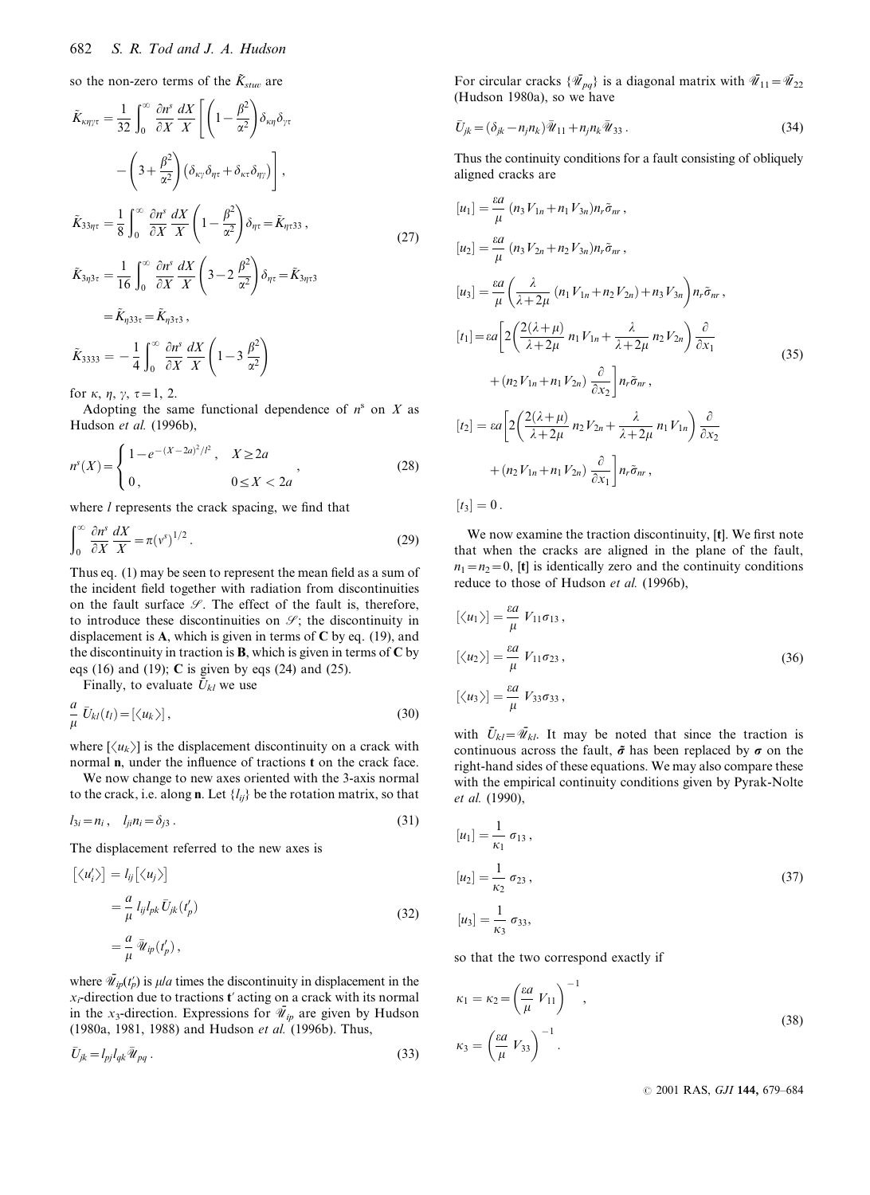so the non-zero terms of the $\tilde{K}_{stuv}$ are

$$\tilde{K}_{\kappa\eta\gamma\tau} = \frac{1}{32}\int_0^\infty \frac{\partial n^s}{\partial X}\frac{dX}{X}\left[\left(1-\frac{\beta^2}{\alpha^2}\right)\delta_{\kappa\eta}\delta_{\gamma\tau} - \left(3+\frac{\beta^2}{\alpha^2}\right)\left(\delta_{\kappa\gamma}\delta_{\eta\tau}+\delta_{\kappa\tau}\delta_{\eta\gamma}\right)\right],$$

$$\tilde{K}_{33\eta\tau} = \frac{1}{8}\int_0^\infty \frac{\partial n^s}{\partial X}\frac{dX}{X}\left(1-\frac{\beta^2}{\alpha^2}\right)\delta_{\eta\tau} = \tilde{K}_{\eta\tau 33},$$

$$\tilde{K}_{3\eta 3\tau} = \frac{1}{16}\int_0^\infty \frac{\partial n^s}{\partial X}\frac{dX}{X}\left(3-2\frac{\beta^2}{\alpha^2}\right)\delta_{\eta\tau} = \tilde{K}_{3\eta\tau 3} = \tilde{K}_{\eta 33\tau} = \tilde{K}_{\eta 3\tau 3},$$

$$\tilde{K}_{3333} = -\frac{1}{4}\int_0^\infty \frac{\partial n^s}{\partial X}\frac{dX}{X}\left(1-3\frac{\beta^2}{\alpha^2}\right) \tag{27}$$

for $\kappa$, $\eta$, $\gamma$, $\tau = 1, 2$.

Adopting the same functional dependence of $n^s$ on $X$ as Hudson *et al.* (1996b),

$$n^s(X) = \begin{cases} 1-e^{-(X-2a)^2/l^2}, & X \geq 2a \\ 0, & 0 \leq X < 2a \end{cases}, \tag{28}$$

where $l$ represents the crack spacing, we find that

$$\int_0^\infty \frac{\partial n^s}{\partial X}\frac{dX}{X} = \pi(v^s)^{1/2}. \tag{29}$$

Thus eq. (1) may be seen to represent the mean field as a sum of the incident field together with radiation from discontinuities on the fault surface $\mathscr{S}$. The effect of the fault is, therefore, to introduce these discontinuities on $\mathscr{S}$; the discontinuity in displacement is $\mathbf{A}$, which is given in terms of $\mathbf{C}$ by eq. (19), and the discontinuity in traction is $\mathbf{B}$, which is given in terms of $\mathbf{C}$ by eqs (16) and (19); $\mathbf{C}$ is given by eqs (24) and (25).

Finally, to evaluate $\bar{U}_{kl}$ we use

$$\frac{a}{\mu}\bar{U}_{kl}(t_l) = [\langle u_k\rangle], \tag{30}$$

where $[\langle u_k\rangle]$ is the displacement discontinuity on a crack with normal $\mathbf{n}$, under the influence of tractions $\mathbf{t}$ on the crack face.

We now change to new axes oriented with the 3-axis normal to the crack, i.e. along $\mathbf{n}$. Let $\{l_{ij}\}$ be the rotation matrix, so that

$$l_{3i} = n_i, \quad l_{ji}n_i = \delta_{j3}. \tag{31}$$

The displacement referred to the new axes is

$$\begin{aligned}[\langle u'_i\rangle] &= l_{ij}[\langle u_j\rangle] \\ &= \frac{a}{\mu}l_{ij}l_{pk}\bar{U}_{jk}(t'_p) \\ &= \frac{a}{\mu}\bar{\mathscr{U}}_{ip}(t'_p),\end{aligned} \tag{32}$$

where $\bar{\mathscr{U}}_{ip}(t'_p)$ is $\mu/a$ times the discontinuity in displacement in the $x_i$-direction due to tractions $\mathbf{t}'$ acting on a crack with its normal in the $x_3$-direction. Expressions for $\bar{\mathscr{U}}_{ip}$ are given by Hudson (1980a, 1981, 1988) and Hudson *et al.* (1996b). Thus,

$$\bar{U}_{jk} = l_{pj}l_{qk}\bar{\mathscr{U}}_{pq}. \tag{33}$$

For circular cracks $\{\bar{\mathscr{U}}_{pq}\}$ is a diagonal matrix with $\bar{\mathscr{U}}_{11} = \bar{\mathscr{U}}_{22}$ (Hudson 1980a), so we have

$$\bar{U}_{jk} = (\delta_{jk} - n_jn_k)\bar{\mathscr{U}}_{11} + n_jn_k\bar{\mathscr{U}}_{33}. \tag{34}$$

Thus the continuity conditions for a fault consisting of obliquely aligned cracks are

$$\begin{aligned}
[u_1] &= \frac{\varepsilon a}{\mu}(n_3V_{1n}+n_1V_{3n})n_r\tilde{\sigma}_{nr}, \\
[u_2] &= \frac{\varepsilon a}{\mu}(n_3V_{2n}+n_2V_{3n})n_r\tilde{\sigma}_{nr}, \\
[u_3] &= \frac{\varepsilon a}{\mu}\left(\frac{\lambda}{\lambda+2\mu}(n_1V_{1n}+n_2V_{2n})+n_3V_{3n}\right)n_r\tilde{\sigma}_{nr}, \\
[t_1] &= \varepsilon a\left[2\left(\frac{2(\lambda+\mu)}{\lambda+2\mu}n_1V_{1n}+\frac{\lambda}{\lambda+2\mu}n_2V_{2n}\right)\frac{\partial}{\partial x_1} + (n_2V_{1n}+n_1V_{2n})\frac{\partial}{\partial x_2}\right]n_r\tilde{\sigma}_{nr}, \\
[t_2] &= \varepsilon a\left[2\left(\frac{2(\lambda+\mu)}{\lambda+2\mu}n_2V_{2n}+\frac{\lambda}{\lambda+2\mu}n_1V_{1n}\right)\frac{\partial}{\partial x_2} + (n_2V_{1n}+n_1V_{2n})\frac{\partial}{\partial x_1}\right]n_r\tilde{\sigma}_{nr}, \\
[t_3] &= 0.
\end{aligned} \tag{35}$$

We now examine the traction discontinuity, $[\mathbf{t}]$. We first note that when the cracks are aligned in the plane of the fault, $n_1 = n_2 = 0$, $[\mathbf{t}]$ is identically zero and the continuity conditions reduce to those of Hudson *et al.* (1996b),

$$\begin{aligned}
[\langle u_1\rangle] &= \frac{\varepsilon a}{\mu}V_{11}\sigma_{13}, \\
[\langle u_2\rangle] &= \frac{\varepsilon a}{\mu}V_{11}\sigma_{23}, \\
[\langle u_3\rangle] &= \frac{\varepsilon a}{\mu}V_{33}\sigma_{33},
\end{aligned} \tag{36}$$

with $\bar{U}_{kl} = \bar{\mathscr{U}}_{kl}$. It may be noted that since the traction is continuous across the fault, $\tilde{\boldsymbol{\sigma}}$ has been replaced by $\boldsymbol{\sigma}$ on the right-hand sides of these equations. We may also compare these with the empirical continuity conditions given by Pyrak-Nolte *et al.* (1990),

$$\begin{aligned}
[u_1] &= \frac{1}{\kappa_1}\sigma_{13}, \\
[u_2] &= \frac{1}{\kappa_2}\sigma_{23}, \\
[u_3] &= \frac{1}{\kappa_3}\sigma_{33},
\end{aligned} \tag{37}$$

so that the two correspond exactly if

$$\begin{aligned}
\kappa_1 &= \kappa_2 = \left(\frac{\varepsilon a}{\mu}V_{11}\right)^{-1}, \\
\kappa_3 &= \left(\frac{\varepsilon a}{\mu}V_{33}\right)^{-1}.
\end{aligned} \tag{38}$$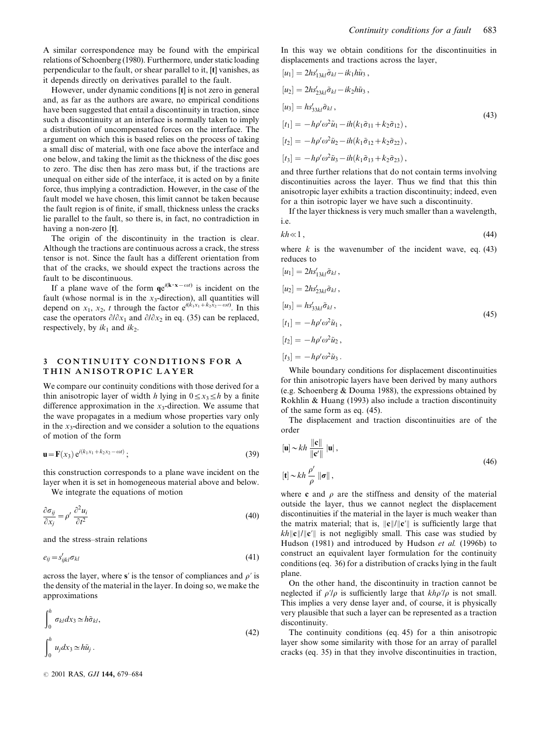A similar correspondence may be found with the empirical relations of Schoenberg (1980). Furthermore, under static loading perpendicular to the fault, or shear parallel to it, [**t**] vanishes, as it depends directly on derivatives parallel to the fault.

However, under dynamic conditions [**t**] is not zero in general and, as far as the authors are aware, no empirical conditions have been suggested that entail a discontinuity in traction, since such a discontinuity at an interface is normally taken to imply a distribution of uncompensated forces on the interface. The argument on which this is based relies on the process of taking a small disc of material, with one face above the interface and one below, and taking the limit as the thickness of the disc goes to zero. The disc then has zero mass but, if the tractions are unequal on either side of the interface, it is acted on by a finite force, thus implying a contradiction. However, in the case of the fault model we have chosen, this limit cannot be taken because the fault region is of finite, if small, thickness unless the cracks lie parallel to the fault, so there is, in fact, no contradiction in having a non-zero [**t**].

The origin of the discontinuity in the traction is clear. Although the tractions are continuous across a crack, the stress tensor is not. Since the fault has a different orientation from that of the cracks, we should expect the tractions across the fault to be discontinuous.

If a plane wave of the form $\mathbf{q}e^{i(\mathbf{k}\cdot\mathbf{x}-\omega t)}$ is incident on the fault (whose normal is in the $x_3$-direction), all quantities will depend on $x_1$, $x_2$, $t$ through the factor $e^{i(k_1x_1+k_2x_2-\omega t)}$. In this case the operators $\partial/\partial x_1$ and $\partial/\partial x_2$ in eq. (35) can be replaced, respectively, by $ik_1$ and $ik_2$.

## 3 CONTINUITY CONDITIONS FOR A THIN ANISOTROPIC LAYER

We compare our continuity conditions with those derived for a thin anisotropic layer of width $h$ lying in $0 \le x_3 \le h$ by a finite difference approximation in the $x_3$-direction. We assume that the wave propagates in a medium whose properties vary only in the $x_3$-direction and we consider a solution to the equations of motion of the form

$$\mathbf{u} = \mathbf{F}(x_3)\, e^{i(k_1x_1+k_2x_2-\omega t)}\,; \tag{39}$$

this construction corresponds to a plane wave incident on the layer when it is set in homogeneous material above and below.

We integrate the equations of motion

$$\frac{\partial \sigma_{ij}}{\partial x_j} = \rho' \frac{\partial^2 u_i}{\partial t^2} \tag{40}$$

and the stress–strain relations

$$e_{ij} = s'_{ijkl}\sigma_{kl} \tag{41}$$

across the layer, where $\mathbf{s}'$ is the tensor of compliances and $\rho'$ is the density of the material in the layer. In doing so, we make the approximations

$$\begin{aligned} \int_0^h \sigma_{kl}\,dx_3 &\simeq h\tilde{\sigma}_{kl}, \\ \int_0^h u_j\,dx_3 &\simeq h\tilde{u}_j\,. \end{aligned} \tag{42}$$

In this way we obtain conditions for the discontinuities in displacements and tractions across the layer,

$$\begin{aligned} [u_1] &= 2hs'_{13kl}\tilde{\sigma}_{kl} - ik_1h\tilde{u}_3\,, \\ [u_2] &= 2hs'_{23kl}\tilde{\sigma}_{kl} - ik_2h\tilde{u}_3\,, \\ [u_3] &= hs'_{33kl}\tilde{\sigma}_{kl}\,, \\ [t_1] &= -h\rho'\omega^2\tilde{u}_1 - ih(k_1\tilde{\sigma}_{11} + k_2\tilde{\sigma}_{12})\,, \\ [t_2] &= -h\rho'\omega^2\tilde{u}_2 - ih(k_1\tilde{\sigma}_{12} + k_2\tilde{\sigma}_{22})\,, \\ [t_3] &= -h\rho'\omega^2\tilde{u}_3 - ih(k_1\tilde{\sigma}_{13} + k_2\tilde{\sigma}_{23})\,, \end{aligned} \tag{43}$$

and three further relations that do not contain terms involving discontinuities across the layer. Thus we find that this thin anisotropic layer exhibits a traction discontinuity; indeed, even for a thin isotropic layer we have such a discontinuity.

If the layer thickness is very much smaller than a wavelength, i.e.

$$kh \ll 1\,, \tag{44}$$

where $k$ is the wavenumber of the incident wave, eq. (43) reduces to

$$\begin{aligned} [u_1] &= 2hs'_{13kl}\tilde{\sigma}_{kl}\,, \\ [u_2] &= 2hs'_{23kl}\tilde{\sigma}_{kl}\,, \\ [u_3] &= hs'_{33kl}\tilde{\sigma}_{kl}\,, \\ [t_1] &= -h\rho'\omega^2\tilde{u}_1\,, \\ [t_2] &= -h\rho'\omega^2\tilde{u}_2\,, \\ [t_3] &= -h\rho'\omega^2\tilde{u}_3\,. \end{aligned} \tag{45}$$

While boundary conditions for displacement discontinuities for thin anisotropic layers have been derived by many authors (e.g. Schoenberg & Douma 1988), the expressions obtained by Rokhlin & Huang (1993) also include a traction discontinuity of the same form as eq. (45).

The displacement and traction discontinuities are of the order

$$\begin{aligned} [\mathbf{u}] &\sim kh\,\frac{\|\mathbf{c}\|}{\|\mathbf{c}'\|}\,|\mathbf{u}|\,, \\ [\mathbf{t}] &\sim kh\,\frac{\rho'}{\rho}\,\|\boldsymbol{\sigma}\|\,, \end{aligned} \tag{46}$$

where $\mathbf{c}$ and $\rho$ are the stiffness and density of the material outside the layer, thus we cannot neglect the displacement discontinuities if the material in the layer is much weaker than the matrix material; that is, $\|\mathbf{c}\|/\|\mathbf{c}'\|$ is sufficiently large that $kh\|\mathbf{c}\|/\|\mathbf{c}'\|$ is not negligibly small. This case was studied by Hudson (1981) and introduced by Hudson *et al.* (1996b) to construct an equivalent layer formulation for the continuity conditions (eq. 36) for a distribution of cracks lying in the fault plane.

On the other hand, the discontinuity in traction cannot be neglected if $\rho'/\rho$ is sufficiently large that $kh\rho'/\rho$ is not small. This implies a very dense layer and, of course, it is physically very plausible that such a layer can be represented as a traction discontinuity.

The continuity conditions (eq. 45) for a thin anisotropic layer show some similarity with those for an array of parallel cracks (eq. 35) in that they involve discontinuities in traction,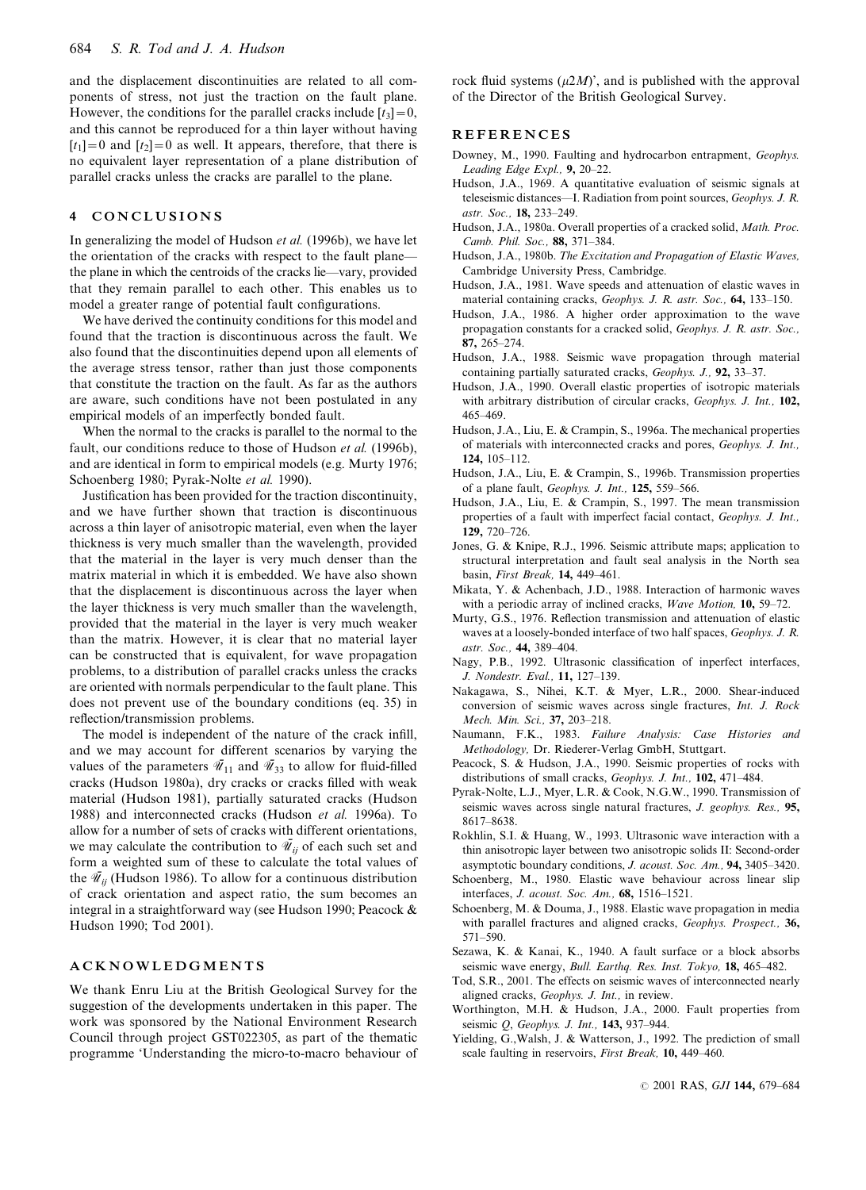and the displacement discontinuities are related to all components of stress, not just the traction on the fault plane. However, the conditions for the parallel cracks include $[t_3]=0$, and this cannot be reproduced for a thin layer without having $[t_1]=0$ and $[t_2]=0$ as well. It appears, therefore, that there is no equivalent layer representation of a plane distribution of parallel cracks unless the cracks are parallel to the plane.

## 4 CONCLUSIONS

In generalizing the model of Hudson *et al.* (1996b), we have let the orientation of the cracks with respect to the fault plane—the plane in which the centroids of the cracks lie—vary, provided that they remain parallel to each other. This enables us to model a greater range of potential fault configurations.

We have derived the continuity conditions for this model and found that the traction is discontinuous across the fault. We also found that the discontinuities depend upon all elements of the average stress tensor, rather than just those components that constitute the traction on the fault. As far as the authors are aware, such conditions have not been postulated in any empirical models of an imperfectly bonded fault.

When the normal to the cracks is parallel to the normal to the fault, our conditions reduce to those of Hudson *et al.* (1996b), and are identical in form to empirical models (e.g. Murty 1976; Schoenberg 1980; Pyrak-Nolte *et al.* 1990).

Justification has been provided for the traction discontinuity, and we have further shown that traction is discontinuous across a thin layer of anisotropic material, even when the layer thickness is very much smaller than the wavelength, provided that the material in the layer is very much denser than the matrix material in which it is embedded. We have also shown that the displacement is discontinuous across the layer when the layer thickness is very much smaller than the wavelength, provided that the material in the layer is very much weaker than the matrix. However, it is clear that no material layer can be constructed that is equivalent, for wave propagation problems, to a distribution of parallel cracks unless the cracks are oriented with normals perpendicular to the fault plane. This does not prevent use of the boundary conditions (eq. 35) in reflection/transmission problems.

The model is independent of the nature of the crack infill, and we may account for different scenarios by varying the values of the parameters $\bar{\mathcal{U}}_{11}$ and $\bar{\mathcal{U}}_{33}$ to allow for fluid-filled cracks (Hudson 1980a), dry cracks or cracks filled with weak material (Hudson 1981), partially saturated cracks (Hudson 1988) and interconnected cracks (Hudson *et al.* 1996a). To allow for a number of sets of cracks with different orientations, we may calculate the contribution to $\bar{\mathcal{U}}_{ij}$ of each such set and form a weighted sum of these to calculate the total values of the $\bar{\mathcal{U}}_{ij}$ (Hudson 1986). To allow for a continuous distribution of crack orientation and aspect ratio, the sum becomes an integral in a straightforward way (see Hudson 1990; Peacock & Hudson 1990; Tod 2001).

## ACKNOWLEDGMENTS

We thank Enru Liu at the British Geological Survey for the suggestion of the developments undertaken in this paper. The work was sponsored by the National Environment Research Council through project GST022305, as part of the thematic programme 'Understanding the micro-to-macro behaviour of rock fluid systems ($\mu 2M$)', and is published with the approval of the Director of the British Geological Survey.

## REFERENCES

Downey, M., 1990. Faulting and hydrocarbon entrapment, *Geophys. Leading Edge Expl.,* **9,** 20–22.

Hudson, J.A., 1969. A quantitative evaluation of seismic signals at teleseismic distances—I. Radiation from point sources, *Geophys. J. R. astr. Soc.,* **18,** 233–249.

Hudson, J.A., 1980a. Overall properties of a cracked solid, *Math. Proc. Camb. Phil. Soc.,* **88,** 371–384.

Hudson, J.A., 1980b. *The Excitation and Propagation of Elastic Waves,* Cambridge University Press, Cambridge.

Hudson, J.A., 1981. Wave speeds and attenuation of elastic waves in material containing cracks, *Geophys. J. R. astr. Soc.,* **64,** 133–150.

Hudson, J.A., 1986. A higher order approximation to the wave propagation constants for a cracked solid, *Geophys. J. R. astr. Soc.,* **87,** 265–274.

Hudson, J.A., 1988. Seismic wave propagation through material containing partially saturated cracks, *Geophys. J.,* **92,** 33–37.

Hudson, J.A., 1990. Overall elastic properties of isotropic materials with arbitrary distribution of circular cracks, *Geophys. J. Int.,* **102,** 465–469.

Hudson, J.A., Liu, E. & Crampin, S., 1996a. The mechanical properties of materials with interconnected cracks and pores, *Geophys. J. Int.,* **124,** 105–112.

Hudson, J.A., Liu, E. & Crampin, S., 1996b. Transmission properties of a plane fault, *Geophys. J. Int.,* **125,** 559–566.

Hudson, J.A., Liu, E. & Crampin, S., 1997. The mean transmission properties of a fault with imperfect facial contact, *Geophys. J. Int.,* **129,** 720–726.

Jones, G. & Knipe, R.J., 1996. Seismic attribute maps; application to structural interpretation and fault seal analysis in the North sea basin, *First Break,* **14,** 449–461.

Mikata, Y. & Achenbach, J.D., 1988. Interaction of harmonic waves with a periodic array of inclined cracks, *Wave Motion,* **10,** 59–72.

Murty, G.S., 1976. Reflection transmission and attenuation of elastic waves at a loosely-bonded interface of two half spaces, *Geophys. J. R. astr. Soc.,* **44,** 389–404.

Nagy, P.B., 1992. Ultrasonic classification of inperfect interfaces, *J. Nondestr. Eval.,* **11,** 127–139.

Nakagawa, S., Nihei, K.T. & Myer, L.R., 2000. Shear-induced conversion of seismic waves across single fractures, *Int. J. Rock Mech. Min. Sci.,* **37,** 203–218.

Naumann, F.K., 1983. *Failure Analysis: Case Histories and Methodology,* Dr. Riederer-Verlag GmbH, Stuttgart.

Peacock, S. & Hudson, J.A., 1990. Seismic properties of rocks with distributions of small cracks, *Geophys. J. Int.,* **102,** 471–484.

Pyrak-Nolte, L.J., Myer, L.R. & Cook, N.G.W., 1990. Transmission of seismic waves across single natural fractures, *J. geophys. Res.,* **95,** 8617–8638.

Rokhlin, S.I. & Huang, W., 1993. Ultrasonic wave interaction with a thin anisotropic layer between two anisotropic solids II: Second-order asymptotic boundary conditions, *J. acoust. Soc. Am.,* **94,** 3405–3420.

Schoenberg, M., 1980. Elastic wave behaviour across linear slip interfaces, *J. acoust. Soc. Am.,* **68,** 1516–1521.

Schoenberg, M. & Douma, J., 1988. Elastic wave propagation in media with parallel fractures and aligned cracks, *Geophys. Prospect.,* **36,** 571–590.

Sezawa, K. & Kanai, K., 1940. A fault surface or a block absorbs seismic wave energy, *Bull. Earthq. Res. Inst. Tokyo,* **18,** 465–482.

Tod, S.R., 2001. The effects on seismic waves of interconnected nearly aligned cracks, *Geophys. J. Int.,* in review.

Worthington, M.H. & Hudson, J.A., 2000. Fault properties from seismic *Q*, *Geophys. J. Int.,* **143,** 937–944.

Yielding, G.,Walsh, J. & Watterson, J., 1992. The prediction of small scale faulting in reservoirs, *First Break,* **10,** 449–460.